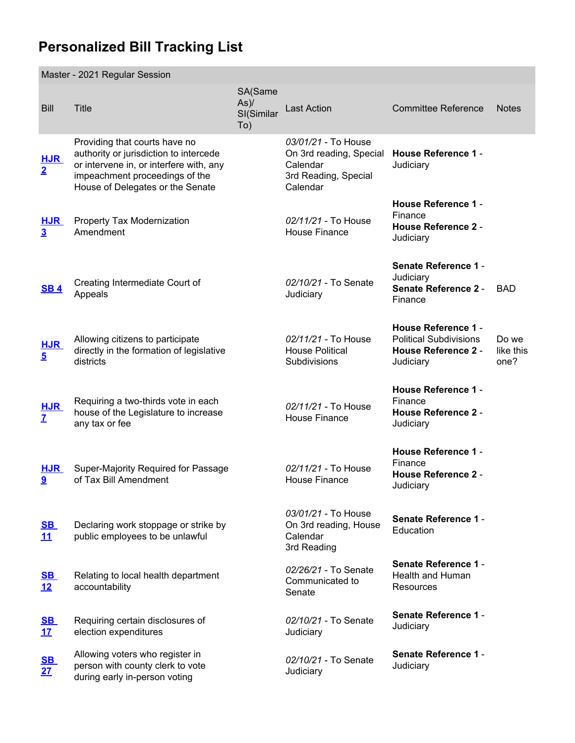# Personalized Bill Tracking List

| Master - 2021 Regular Session | | | | | |
|---|---|---|---|---|---|
| Bill | Title | SA(Same As)/ SI(Similar To) | Last Action | Committee Reference | Notes |
| **HJR 2** | Providing that courts have no authority or jurisdiction to intercede or intervene in, or interfere with, any impeachment proceedings of the House of Delegates or the Senate | | *03/01/21* - To House On 3rd reading, Special Calendar 3rd Reading, Special Calendar | **House Reference 1** - Judiciary | |
| **HJR 3** | Property Tax Modernization Amendment | | *02/11/21* - To House House Finance | **House Reference 1** - Finance **House Reference 2** - Judiciary | |
| **SB 4** | Creating Intermediate Court of Appeals | | *02/10/21* - To Senate Judiciary | **Senate Reference 1** - Judiciary **Senate Reference 2** - Finance | BAD |
| **HJR 5** | Allowing citizens to participate directly in the formation of legislative districts | | *02/11/21* - To House House Political Subdivisions | **House Reference 1** - Political Subdivisions **House Reference 2** - Judiciary | Do we like this one? |
| **HJR 7** | Requiring a two-thirds vote in each house of the Legislature to increase any tax or fee | | *02/11/21* - To House House Finance | **House Reference 1** - Finance **House Reference 2** - Judiciary | |
| **HJR 9** | Super-Majority Required for Passage of Tax Bill Amendment | | *02/11/21* - To House House Finance | **House Reference 1** - Finance **House Reference 2** - Judiciary | |
| **SB 11** | Declaring work stoppage or strike by public employees to be unlawful | | *03/01/21* - To House On 3rd reading, House Calendar 3rd Reading | **Senate Reference 1** - Education | |
| **SB 12** | Relating to local health department accountability | | *02/26/21* - To Senate Communicated to Senate | **Senate Reference 1** - Health and Human Resources | |
| **SB 17** | Requiring certain disclosures of election expenditures | | *02/10/21* - To Senate Judiciary | **Senate Reference 1** - Judiciary | |
| **SB 27** | Allowing voters who register in person with county clerk to vote during early in-person voting | | *02/10/21* - To Senate Judiciary | **Senate Reference 1** - Judiciary | |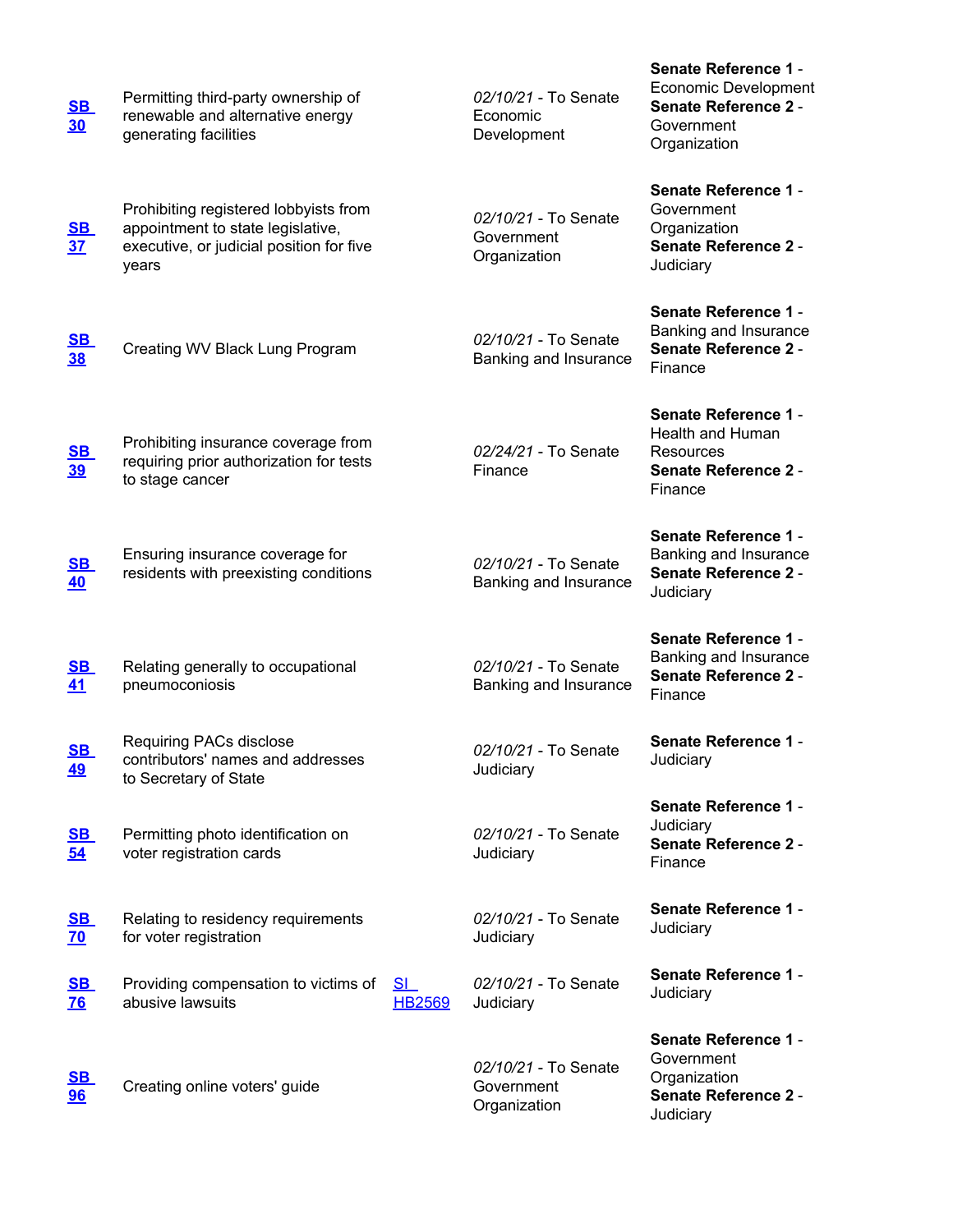| | | | | |
|---|---|---|---|---|
| **SB 30** | Permitting third-party ownership of renewable and alternative energy generating facilities | | *02/10/21* - To Senate Economic Development | **Senate Reference 1** - Economic Development **Senate Reference 2** - Government Organization |
| **SB 37** | Prohibiting registered lobbyists from appointment to state legislative, executive, or judicial position for five years | | *02/10/21* - To Senate Government Organization | **Senate Reference 1** - Government Organization **Senate Reference 2** - Judiciary |
| **SB 38** | Creating WV Black Lung Program | | *02/10/21* - To Senate Banking and Insurance | **Senate Reference 1** - Banking and Insurance **Senate Reference 2** - Finance |
| **SB 39** | Prohibiting insurance coverage from requiring prior authorization for tests to stage cancer | | *02/24/21* - To Senate Finance | **Senate Reference 1** - Health and Human Resources **Senate Reference 2** - Finance |
| **SB 40** | Ensuring insurance coverage for residents with preexisting conditions | | *02/10/21* - To Senate Banking and Insurance | **Senate Reference 1** - Banking and Insurance **Senate Reference 2** - Judiciary |
| **SB 41** | Relating generally to occupational pneumoconiosis | | *02/10/21* - To Senate Banking and Insurance | **Senate Reference 1** - Banking and Insurance **Senate Reference 2** - Finance |
| **SB 49** | Requiring PACs disclose contributors' names and addresses to Secretary of State | | *02/10/21* - To Senate Judiciary | **Senate Reference 1** - Judiciary |
| **SB 54** | Permitting photo identification on voter registration cards | | *02/10/21* - To Senate Judiciary | **Senate Reference 1** - Judiciary **Senate Reference 2** - Finance |
| **SB 70** | Relating to residency requirements for voter registration | | *02/10/21* - To Senate Judiciary | **Senate Reference 1** - Judiciary |
| **SB 76** | Providing compensation to victims of abusive lawsuits | SI HB2569 | *02/10/21* - To Senate Judiciary | **Senate Reference 1** - Judiciary |
| **SB 96** | Creating online voters' guide | | *02/10/21* - To Senate Government Organization | **Senate Reference 1** - Government Organization **Senate Reference 2** - Judiciary |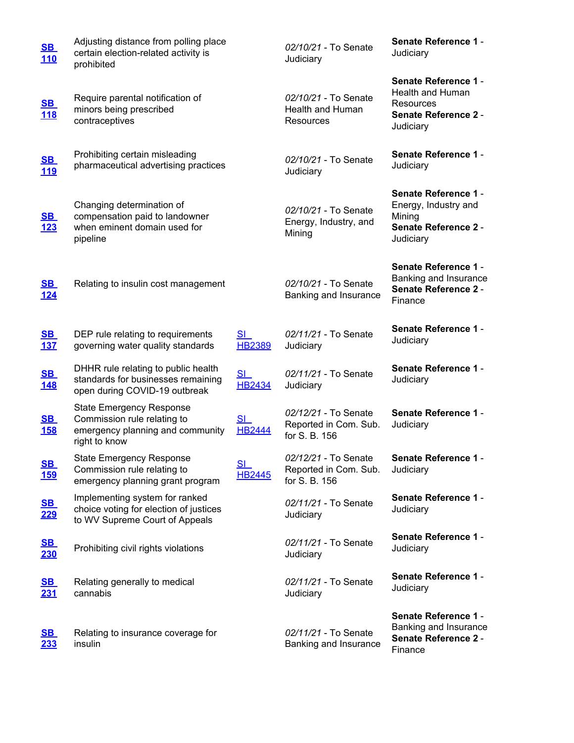| | | | | |
|---|---|---|---|---|
| **SB 110** | Adjusting distance from polling place certain election-related activity is prohibited | | *02/10/21* - To Senate Judiciary | **Senate Reference 1** - Judiciary |
| **SB 118** | Require parental notification of minors being prescribed contraceptives | | *02/10/21* - To Senate Health and Human Resources | **Senate Reference 1** - Health and Human Resources **Senate Reference 2** - Judiciary |
| **SB 119** | Prohibiting certain misleading pharmaceutical advertising practices | | *02/10/21* - To Senate Judiciary | **Senate Reference 1** - Judiciary |
| **SB 123** | Changing determination of compensation paid to landowner when eminent domain used for pipeline | | *02/10/21* - To Senate Energy, Industry, and Mining | **Senate Reference 1** - Energy, Industry and Mining **Senate Reference 2** - Judiciary |
| **SB 124** | Relating to insulin cost management | | *02/10/21* - To Senate Banking and Insurance | **Senate Reference 1** - Banking and Insurance **Senate Reference 2** - Finance |
| **SB 137** | DEP rule relating to requirements governing water quality standards | SI HB2389 | *02/11/21* - To Senate Judiciary | **Senate Reference 1** - Judiciary |
| **SB 148** | DHHR rule relating to public health standards for businesses remaining open during COVID-19 outbreak | SI HB2434 | *02/11/21* - To Senate Judiciary | **Senate Reference 1** - Judiciary |
| **SB 158** | State Emergency Response Commission rule relating to emergency planning and community right to know | SI HB2444 | *02/12/21* - To Senate Reported in Com. Sub. for S. B. 156 | **Senate Reference 1** - Judiciary |
| **SB 159** | State Emergency Response Commission rule relating to emergency planning grant program | SI HB2445 | *02/12/21* - To Senate Reported in Com. Sub. for S. B. 156 | **Senate Reference 1** - Judiciary |
| **SB 229** | Implementing system for ranked choice voting for election of justices to WV Supreme Court of Appeals | | *02/11/21* - To Senate Judiciary | **Senate Reference 1** - Judiciary |
| **SB 230** | Prohibiting civil rights violations | | *02/11/21* - To Senate Judiciary | **Senate Reference 1** - Judiciary |
| **SB 231** | Relating generally to medical cannabis | | *02/11/21* - To Senate Judiciary | **Senate Reference 1** - Judiciary |
| **SB 233** | Relating to insurance coverage for insulin | | *02/11/21* - To Senate Banking and Insurance | **Senate Reference 1** - Banking and Insurance **Senate Reference 2** - Finance |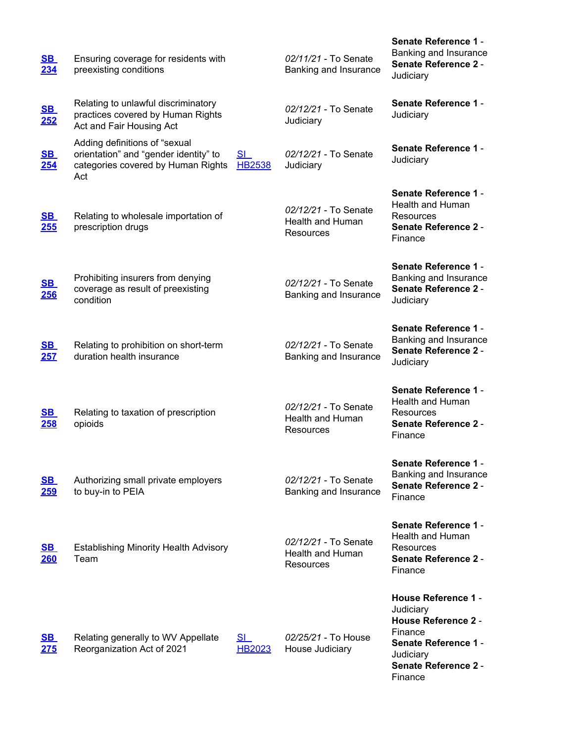| | | | | |
|---|---|---|---|---|
| **SB 234** | Ensuring coverage for residents with preexisting conditions | | *02/11/21* - To Senate Banking and Insurance | **Senate Reference 1** - Banking and Insurance **Senate Reference 2** - Judiciary |
| **SB 252** | Relating to unlawful discriminatory practices covered by Human Rights Act and Fair Housing Act | | *02/12/21* - To Senate Judiciary | **Senate Reference 1** - Judiciary |
| **SB 254** | Adding definitions of "sexual orientation" and "gender identity" to categories covered by Human Rights Act | SI HB2538 | *02/12/21* - To Senate Judiciary | **Senate Reference 1** - Judiciary |
| **SB 255** | Relating to wholesale importation of prescription drugs | | *02/12/21* - To Senate Health and Human Resources | **Senate Reference 1** - Health and Human Resources **Senate Reference 2** - Finance |
| **SB 256** | Prohibiting insurers from denying coverage as result of preexisting condition | | *02/12/21* - To Senate Banking and Insurance | **Senate Reference 1** - Banking and Insurance **Senate Reference 2** - Judiciary |
| **SB 257** | Relating to prohibition on short-term duration health insurance | | *02/12/21* - To Senate Banking and Insurance | **Senate Reference 1** - Banking and Insurance **Senate Reference 2** - Judiciary |
| **SB 258** | Relating to taxation of prescription opioids | | *02/12/21* - To Senate Health and Human Resources | **Senate Reference 1** - Health and Human Resources **Senate Reference 2** - Finance |
| **SB 259** | Authorizing small private employers to buy-in to PEIA | | *02/12/21* - To Senate Banking and Insurance | **Senate Reference 1** - Banking and Insurance **Senate Reference 2** - Finance |
| **SB 260** | Establishing Minority Health Advisory Team | | *02/12/21* - To Senate Health and Human Resources | **Senate Reference 1** - Health and Human Resources **Senate Reference 2** - Finance |
| **SB 275** | Relating generally to WV Appellate Reorganization Act of 2021 | SI HB2023 | *02/25/21* - To House House Judiciary | **House Reference 1** - Judiciary **House Reference 2** - Finance **Senate Reference 1** - Judiciary **Senate Reference 2** - Finance |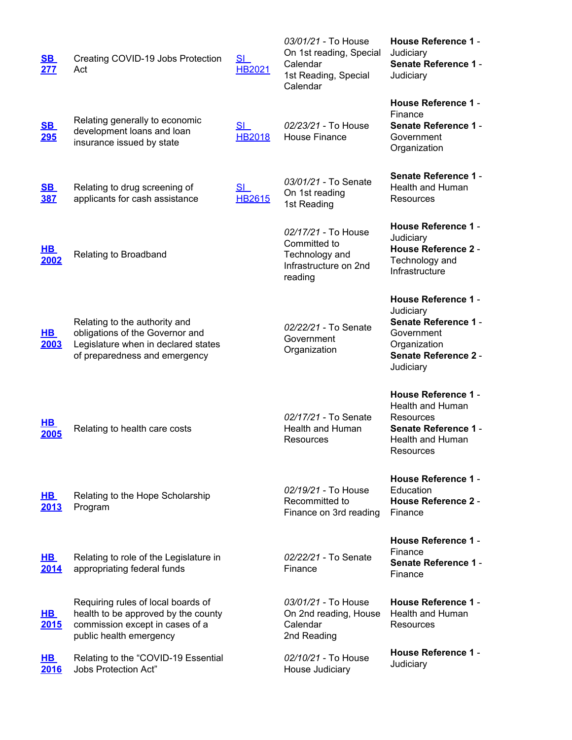| | | | | |
|---|---|---|---|---|
| **SB 277** | Creating COVID-19 Jobs Protection Act | SI HB2021 | *03/01/21* - To House On 1st reading, Special Calendar 1st Reading, Special Calendar | **House Reference 1** - Judiciary **Senate Reference 1** - Judiciary |
| **SB 295** | Relating generally to economic development loans and loan insurance issued by state | SI HB2018 | *02/23/21* - To House House Finance | **House Reference 1** - Finance **Senate Reference 1** - Government Organization |
| **SB 387** | Relating to drug screening of applicants for cash assistance | SI HB2615 | *03/01/21* - To Senate On 1st reading 1st Reading | **Senate Reference 1** - Health and Human Resources |
| **HB 2002** | Relating to Broadband | | *02/17/21* - To House Committed to Technology and Infrastructure on 2nd reading | **House Reference 1** - Judiciary **House Reference 2** - Technology and Infrastructure |
| **HB 2003** | Relating to the authority and obligations of the Governor and Legislature when in declared states of preparedness and emergency | | *02/22/21* - To Senate Government Organization | **House Reference 1** - Judiciary **Senate Reference 1** - Government Organization **Senate Reference 2** - Judiciary |
| **HB 2005** | Relating to health care costs | | *02/17/21* - To Senate Health and Human Resources | **House Reference 1** - Health and Human Resources **Senate Reference 1** - Health and Human Resources |
| **HB 2013** | Relating to the Hope Scholarship Program | | *02/19/21* - To House Recommitted to Finance on 3rd reading | **House Reference 1** - Education **House Reference 2** - Finance |
| **HB 2014** | Relating to role of the Legislature in appropriating federal funds | | *02/22/21* - To Senate Finance | **House Reference 1** - Finance **Senate Reference 1** - Finance |
| **HB 2015** | Requiring rules of local boards of health to be approved by the county commission except in cases of a public health emergency | | *03/01/21* - To House On 2nd reading, House Calendar 2nd Reading | **House Reference 1** - Health and Human Resources |
| **HB 2016** | Relating to the "COVID-19 Essential Jobs Protection Act" | | *02/10/21* - To House House Judiciary | **House Reference 1** - Judiciary |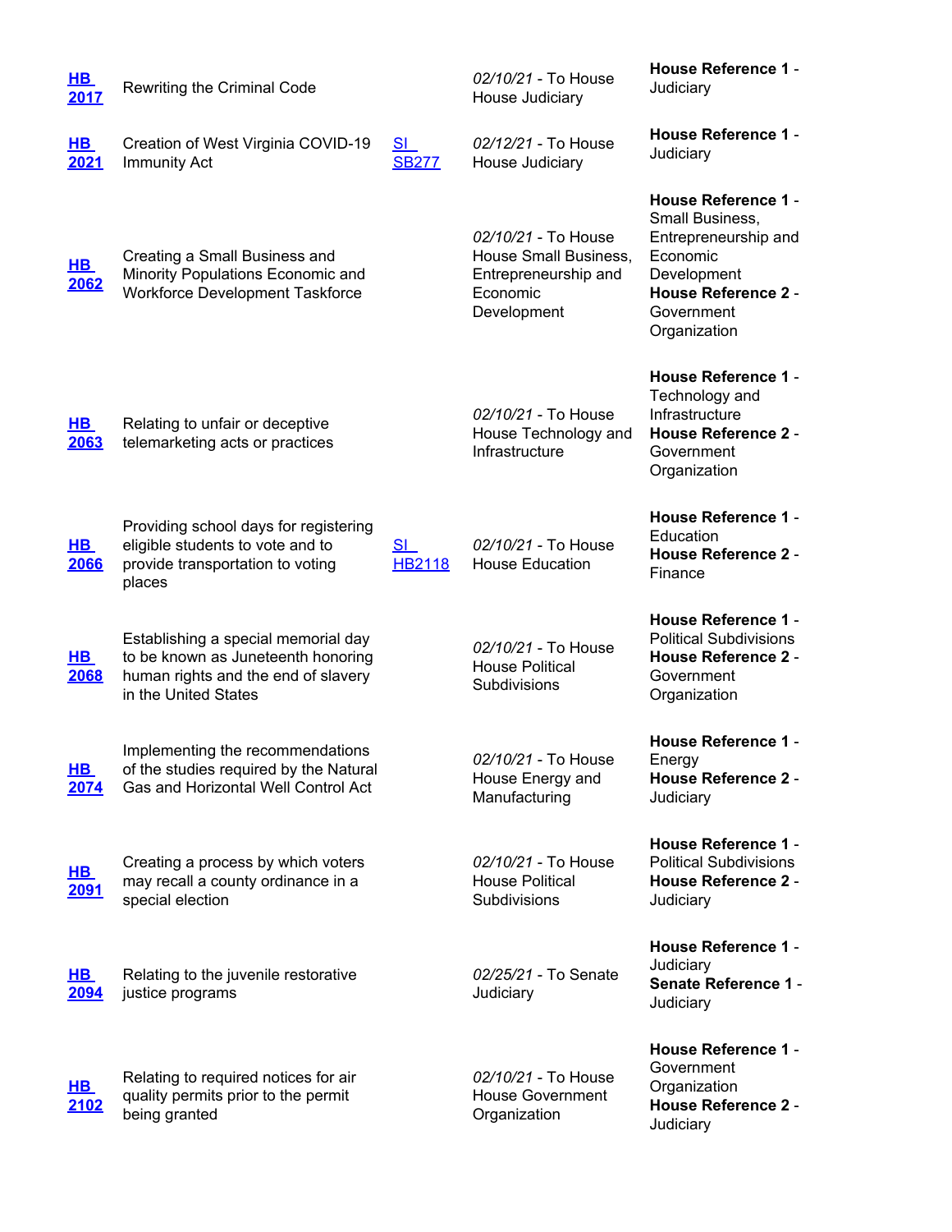| | | | | |
|---|---|---|---|---|
| [HB 2017]() | Rewriting the Criminal Code | | *02/10/21* - To House House Judiciary | **House Reference 1** - Judiciary |
| [HB 2021]() | Creation of West Virginia COVID-19 Immunity Act | [SI SB277]() | *02/12/21* - To House House Judiciary | **House Reference 1** - Judiciary |
| [HB 2062]() | Creating a Small Business and Minority Populations Economic and Workforce Development Taskforce | | *02/10/21* - To House House Small Business, Entrepreneurship and Economic Development | **House Reference 1** - Small Business, Entrepreneurship and Economic Development **House Reference 2** - Government Organization |
| [HB 2063]() | Relating to unfair or deceptive telemarketing acts or practices | | *02/10/21* - To House House Technology and Infrastructure | **House Reference 1** - Technology and Infrastructure **House Reference 2** - Government Organization |
| [HB 2066]() | Providing school days for registering eligible students to vote and to provide transportation to voting places | [SI HB2118]() | *02/10/21* - To House House Education | **House Reference 1** - Education **House Reference 2** - Finance |
| [HB 2068]() | Establishing a special memorial day to be known as Juneteenth honoring human rights and the end of slavery in the United States | | *02/10/21* - To House House Political Subdivisions | **House Reference 1** - Political Subdivisions **House Reference 2** - Government Organization |
| [HB 2074]() | Implementing the recommendations of the studies required by the Natural Gas and Horizontal Well Control Act | | *02/10/21* - To House House Energy and Manufacturing | **House Reference 1** - Energy **House Reference 2** - Judiciary |
| [HB 2091]() | Creating a process by which voters may recall a county ordinance in a special election | | *02/10/21* - To House House Political Subdivisions | **House Reference 1** - Political Subdivisions **House Reference 2** - Judiciary |
| [HB 2094]() | Relating to the juvenile restorative justice programs | | *02/25/21* - To Senate Judiciary | **House Reference 1** - Judiciary **Senate Reference 1** - Judiciary |
| [HB 2102]() | Relating to required notices for air quality permits prior to the permit being granted | | *02/10/21* - To House House Government Organization | **House Reference 1** - Government Organization **House Reference 2** - Judiciary |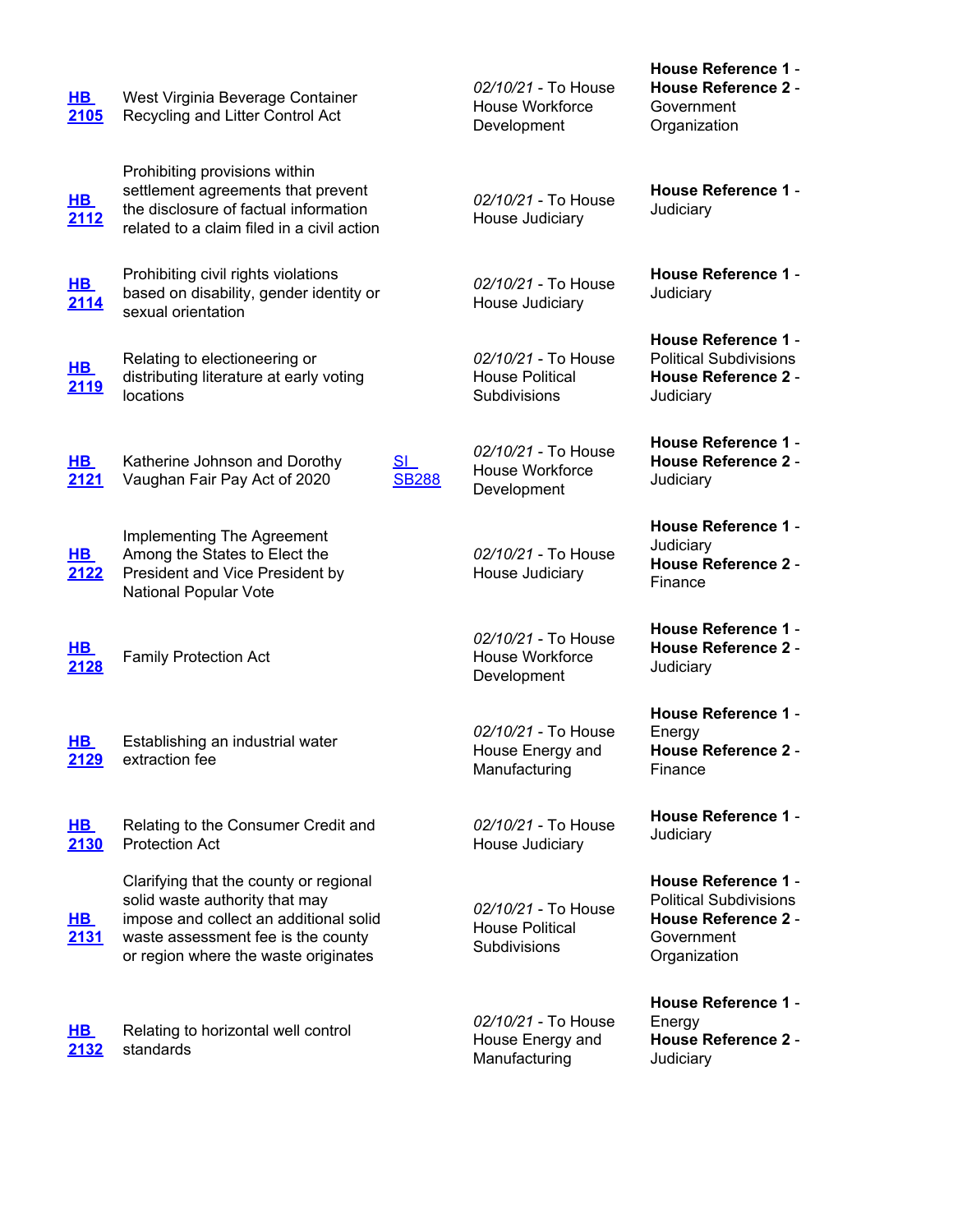| | | | | |
|---|---|---|---|---|
| **HB 2105** | West Virginia Beverage Container Recycling and Litter Control Act | | *02/10/21* - To House House Workforce Development | **House Reference 1** - **House Reference 2** - Government Organization |
| **HB 2112** | Prohibiting provisions within settlement agreements that prevent the disclosure of factual information related to a claim filed in a civil action | | *02/10/21* - To House House Judiciary | **House Reference 1** - Judiciary |
| **HB 2114** | Prohibiting civil rights violations based on disability, gender identity or sexual orientation | | *02/10/21* - To House House Judiciary | **House Reference 1** - Judiciary |
| **HB 2119** | Relating to electioneering or distributing literature at early voting locations | | *02/10/21* - To House House Political Subdivisions | **House Reference 1** - Political Subdivisions **House Reference 2** - Judiciary |
| **HB 2121** | Katherine Johnson and Dorothy Vaughan Fair Pay Act of 2020 | SI SB288 | *02/10/21* - To House House Workforce Development | **House Reference 1** - **House Reference 2** - Judiciary |
| **HB 2122** | Implementing The Agreement Among the States to Elect the President and Vice President by National Popular Vote | | *02/10/21* - To House House Judiciary | **House Reference 1** - Judiciary **House Reference 2** - Finance |
| **HB 2128** | Family Protection Act | | *02/10/21* - To House House Workforce Development | **House Reference 1** - **House Reference 2** - Judiciary |
| **HB 2129** | Establishing an industrial water extraction fee | | *02/10/21* - To House House Energy and Manufacturing | **House Reference 1** - Energy **House Reference 2** - Finance |
| **HB 2130** | Relating to the Consumer Credit and Protection Act | | *02/10/21* - To House House Judiciary | **House Reference 1** - Judiciary |
| **HB 2131** | Clarifying that the county or regional solid waste authority that may impose and collect an additional solid waste assessment fee is the county or region where the waste originates | | *02/10/21* - To House House Political Subdivisions | **House Reference 1** - Political Subdivisions **House Reference 2** - Government Organization |
| **HB 2132** | Relating to horizontal well control standards | | *02/10/21* - To House House Energy and Manufacturing | **House Reference 1** - Energy **House Reference 2** - Judiciary |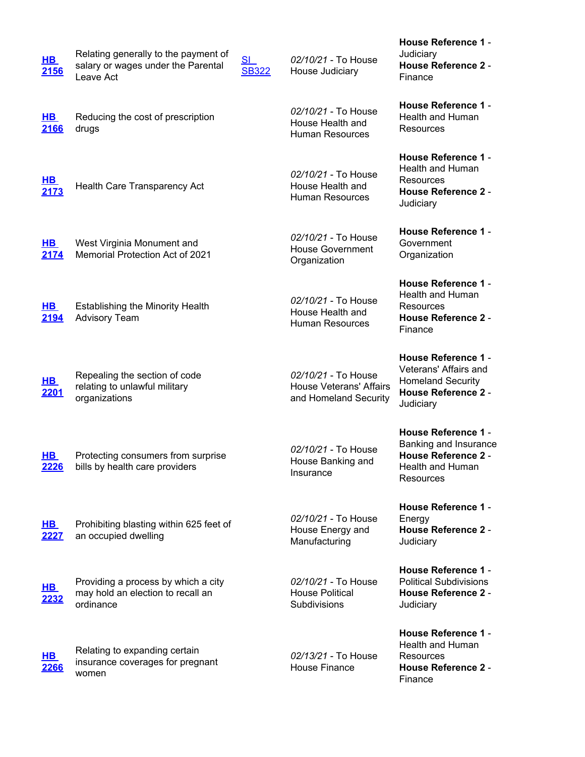| | | | | |
|---|---|---|---|---|
| **HB 2156** | Relating generally to the payment of salary or wages under the Parental Leave Act | SI SB322 | *02/10/21* - To House House Judiciary | **House Reference 1** - Judiciary **House Reference 2** - Finance |
| **HB 2166** | Reducing the cost of prescription drugs | | *02/10/21* - To House House Health and Human Resources | **House Reference 1** - Health and Human Resources |
| **HB 2173** | Health Care Transparency Act | | *02/10/21* - To House House Health and Human Resources | **House Reference 1** - Health and Human Resources **House Reference 2** - Judiciary |
| **HB 2174** | West Virginia Monument and Memorial Protection Act of 2021 | | *02/10/21* - To House House Government Organization | **House Reference 1** - Government Organization |
| **HB 2194** | Establishing the Minority Health Advisory Team | | *02/10/21* - To House House Health and Human Resources | **House Reference 1** - Health and Human Resources **House Reference 2** - Finance |
| **HB 2201** | Repealing the section of code relating to unlawful military organizations | | *02/10/21* - To House House Veterans' Affairs and Homeland Security | **House Reference 1** - Veterans' Affairs and Homeland Security **House Reference 2** - Judiciary |
| **HB 2226** | Protecting consumers from surprise bills by health care providers | | *02/10/21* - To House House Banking and Insurance | **House Reference 1** - Banking and Insurance **House Reference 2** - Health and Human Resources |
| **HB 2227** | Prohibiting blasting within 625 feet of an occupied dwelling | | *02/10/21* - To House House Energy and Manufacturing | **House Reference 1** - Energy **House Reference 2** - Judiciary |
| **HB 2232** | Providing a process by which a city may hold an election to recall an ordinance | | *02/10/21* - To House House Political Subdivisions | **House Reference 1** - Political Subdivisions **House Reference 2** - Judiciary |
| **HB 2266** | Relating to expanding certain insurance coverages for pregnant women | | *02/13/21* - To House House Finance | **House Reference 1** - Health and Human Resources **House Reference 2** - Finance |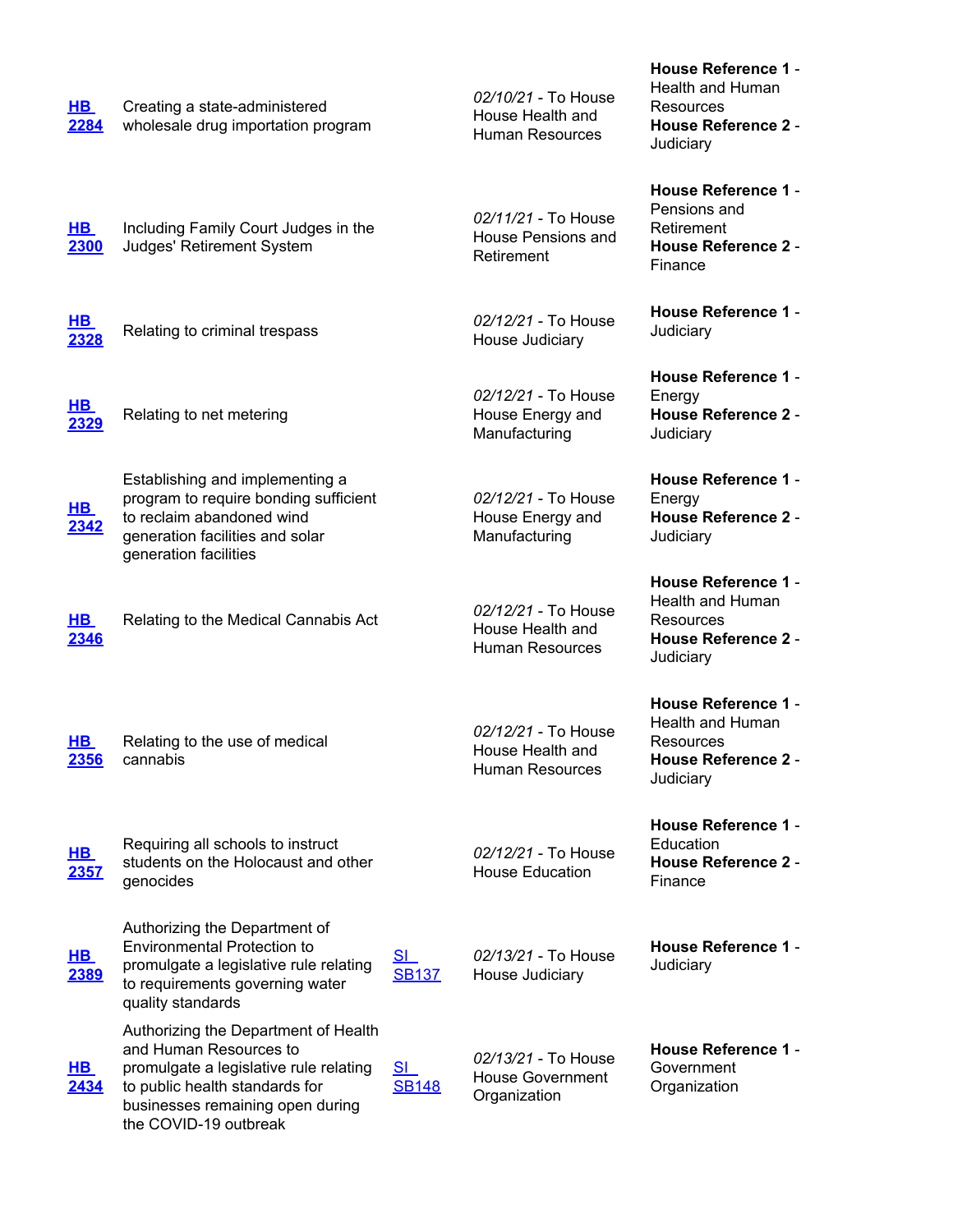| | | | | |
|---|---|---|---|---|
| HB 2284 | Creating a state-administered wholesale drug importation program | | *02/10/21* - To House House Health and Human Resources | **House Reference 1** - Health and Human Resources **House Reference 2** - Judiciary |
| HB 2300 | Including Family Court Judges in the Judges' Retirement System | | *02/11/21* - To House House Pensions and Retirement | **House Reference 1** - Pensions and Retirement **House Reference 2** - Finance |
| HB 2328 | Relating to criminal trespass | | *02/12/21* - To House House Judiciary | **House Reference 1** - Judiciary |
| HB 2329 | Relating to net metering | | *02/12/21* - To House House Energy and Manufacturing | **House Reference 1** - Energy **House Reference 2** - Judiciary |
| HB 2342 | Establishing and implementing a program to require bonding sufficient to reclaim abandoned wind generation facilities and solar generation facilities | | *02/12/21* - To House House Energy and Manufacturing | **House Reference 1** - Energy **House Reference 2** - Judiciary |
| HB 2346 | Relating to the Medical Cannabis Act | | *02/12/21* - To House House Health and Human Resources | **House Reference 1** - Health and Human Resources **House Reference 2** - Judiciary |
| HB 2356 | Relating to the use of medical cannabis | | *02/12/21* - To House House Health and Human Resources | **House Reference 1** - Health and Human Resources **House Reference 2** - Judiciary |
| HB 2357 | Requiring all schools to instruct students on the Holocaust and other genocides | | *02/12/21* - To House House Education | **House Reference 1** - Education **House Reference 2** - Finance |
| HB 2389 | Authorizing the Department of Environmental Protection to promulgate a legislative rule relating to requirements governing water quality standards | SI SB137 | *02/13/21* - To House House Judiciary | **House Reference 1** - Judiciary |
| HB 2434 | Authorizing the Department of Health and Human Resources to promulgate a legislative rule relating to public health standards for businesses remaining open during the COVID-19 outbreak | SI SB148 | *02/13/21* - To House House Government Organization | **House Reference 1** - Government Organization |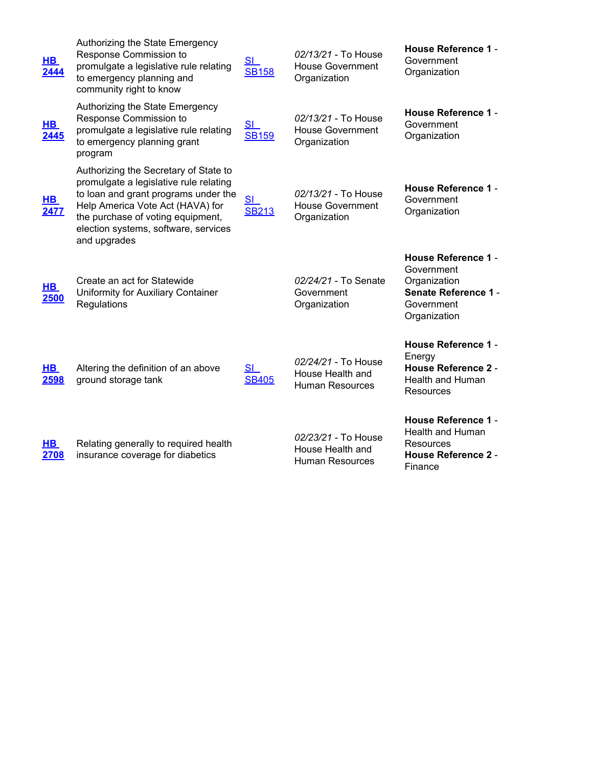| | | | | |
|---|---|---|---|---|
| **HB 2444** | Authorizing the State Emergency Response Commission to promulgate a legislative rule relating to emergency planning and community right to know | SI SB158 | *02/13/21* - To House House Government Organization | **House Reference 1** - Government Organization |
| **HB 2445** | Authorizing the State Emergency Response Commission to promulgate a legislative rule relating to emergency planning grant program | SI SB159 | *02/13/21* - To House House Government Organization | **House Reference 1** - Government Organization |
| **HB 2477** | Authorizing the Secretary of State to promulgate a legislative rule relating to loan and grant programs under the Help America Vote Act (HAVA) for the purchase of voting equipment, election systems, software, services and upgrades | SI SB213 | *02/13/21* - To House House Government Organization | **House Reference 1** - Government Organization |
| **HB 2500** | Create an act for Statewide Uniformity for Auxiliary Container Regulations | | *02/24/21* - To Senate Government Organization | **House Reference 1** - Government Organization **Senate Reference 1** - Government Organization |
| **HB 2598** | Altering the definition of an above ground storage tank | SI SB405 | *02/24/21* - To House House Health and Human Resources | **House Reference 1** - Energy **House Reference 2** - Health and Human Resources |
| **HB 2708** | Relating generally to required health insurance coverage for diabetics | | *02/23/21* - To House House Health and Human Resources | **House Reference 1** - Health and Human Resources **House Reference 2** - Finance |